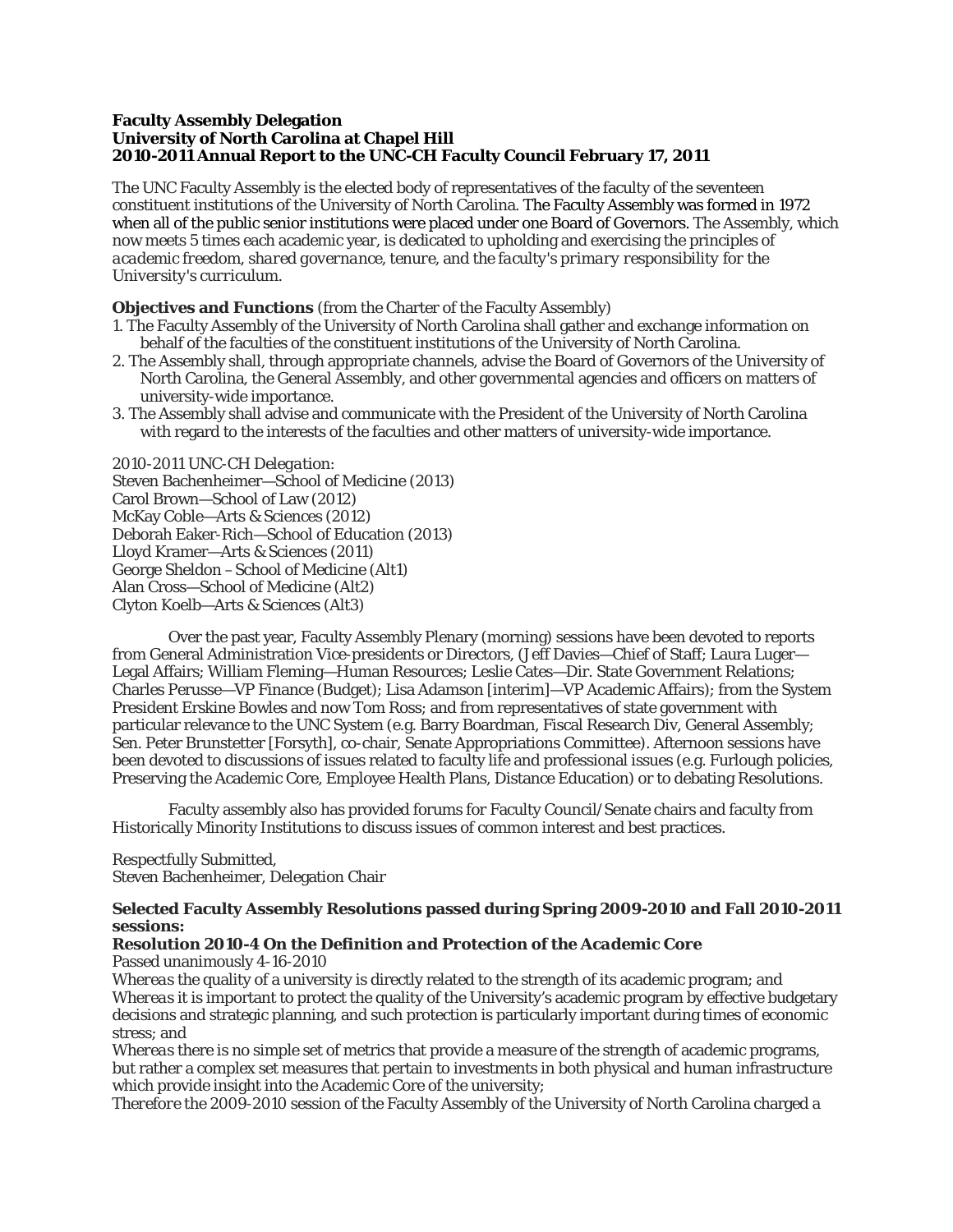**Faculty Assembly Delegation**
**University of North Carolina at Chapel Hill**
**2010-2011 Annual Report to the UNC-CH Faculty Council February 17, 2011**

The UNC Faculty Assembly is the elected body of representatives of the faculty of the seventeen constituent institutions of the University of North Carolina. The Faculty Assembly was formed in 1972 when all of the public senior institutions were placed under one Board of Governors. The Assembly, which now meets 5 times each academic year, is dedicated to upholding and exercising the principles of *academic freedom, shared governance, tenure,* and *the faculty's primary responsibility for the University's curriculum.*

**Objectives and Functions** (from the Charter of the Faculty Assembly)

1. The Faculty Assembly of the University of North Carolina shall gather and exchange information on behalf of the faculties of the constituent institutions of the University of North Carolina.
2. The Assembly shall, through appropriate channels, advise the Board of Governors of the University of North Carolina, the General Assembly, and other governmental agencies and officers on matters of university-wide importance.
3. The Assembly shall advise and communicate with the President of the University of North Carolina with regard to the interests of the faculties and other matters of university-wide importance.

*2010-2011 UNC-CH Delegation:*
Steven Bachenheimer—School of Medicine (2013)
Carol Brown—School of Law (2012)
McKay Coble—Arts & Sciences (2012)
Deborah Eaker-Rich—School of Education (2013)
Lloyd Kramer—Arts & Sciences (2011)
George Sheldon – School of Medicine (Alt1)
Alan Cross—School of Medicine (Alt2)
Clyton Koelb—Arts & Sciences (Alt3)

Over the past year, Faculty Assembly Plenary (morning) sessions have been devoted to reports from General Administration Vice-presidents or Directors, (Jeff Davies—Chief of Staff; Laura Luger—Legal Affairs; William Fleming—Human Resources; Leslie Cates—Dir. State Government Relations; Charles Perusse—VP Finance (Budget); Lisa Adamson [interim]—VP Academic Affairs); from the System President Erskine Bowles and now Tom Ross; and from representatives of state government with particular relevance to the UNC System (e.g. Barry Boardman, Fiscal Research Div, General Assembly; Sen. Peter Brunstetter [Forsyth], co-chair, Senate Appropriations Committee). Afternoon sessions have been devoted to discussions of issues related to faculty life and professional issues (e.g. Furlough policies, Preserving the Academic Core, Employee Health Plans, Distance Education) or to debating Resolutions.

Faculty assembly also has provided forums for Faculty Council/Senate chairs and faculty from Historically Minority Institutions to discuss issues of common interest and best practices.

Respectfully Submitted,
Steven Bachenheimer, Delegation Chair

**Selected Faculty Assembly Resolutions passed during Spring 2009-2010 and Fall 2010-2011 sessions:**

***Resolution 2010-4 On the Definition and Protection of the Academic Core***

Passed unanimously 4-16-2010

*Whereas* the quality of a university is directly related to the strength of its academic program; and
*Whereas* it is important to protect the quality of the University's academic program by effective budgetary decisions and strategic planning, and such protection is particularly important during times of economic stress; and
*Whereas* there is no simple set of metrics that provide a measure of the strength of academic programs, but rather a complex set measures that pertain to investments in both physical and human infrastructure which provide insight into the Academic Core of the university;
*Therefore* the 2009-2010 session of the Faculty Assembly of the University of North Carolina charged a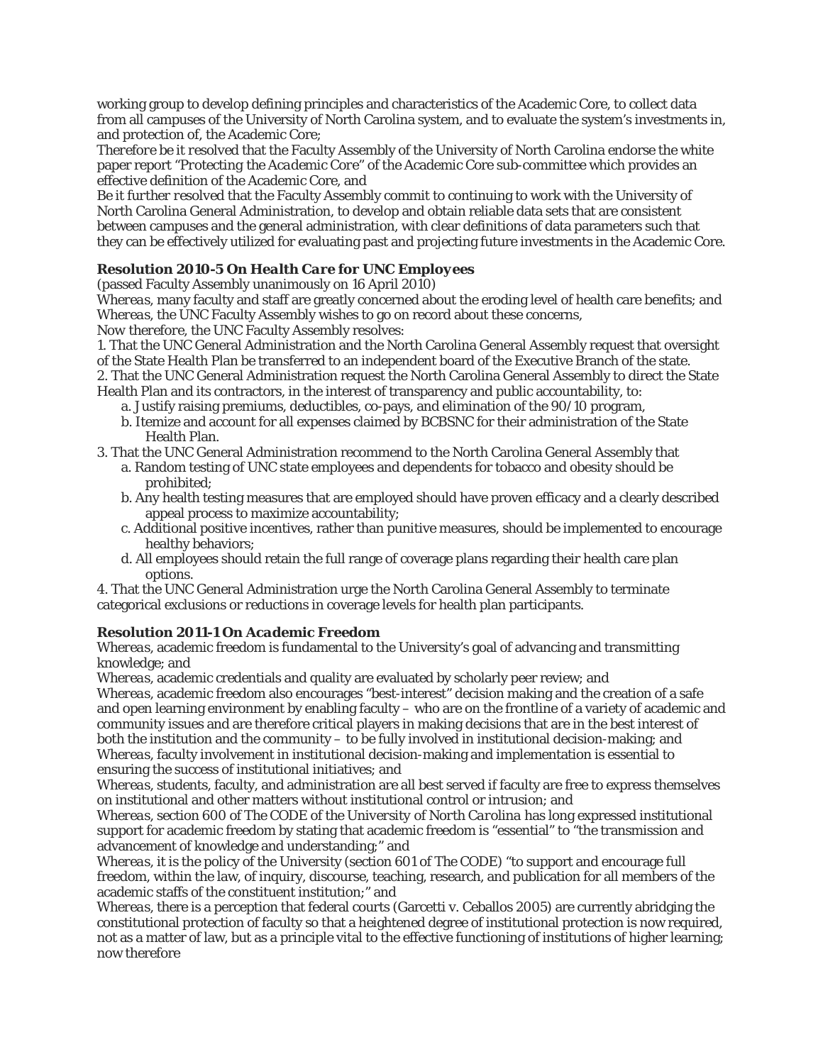working group to develop defining principles and characteristics of the Academic Core, to collect data from all campuses of the University of North Carolina system, and to evaluate the system's investments in, and protection of, the Academic Core;

*Therefore be it resolved* that the Faculty Assembly of the University of North Carolina endorse the white paper report "*Protecting the Academic Core*" of the Academic Core sub-committee which provides an effective definition of the Academic Core, and

*Be it further resolved* that the Faculty Assembly commit to continuing to work with the University of North Carolina General Administration, to develop and obtain reliable data sets that are consistent between campuses and the general administration, with clear definitions of data parameters such that they can be effectively utilized for evaluating past and projecting future investments in the Academic Core.

### Resolution 2010-5 *On Health Care for UNC Employees*

(passed Faculty Assembly unanimously on 16 April 2010)

*Whereas*, many faculty and staff are greatly concerned about the eroding level of health care benefits; and

*Whereas*, the UNC Faculty Assembly wishes to go on record about these concerns,

*Now therefore*, the UNC Faculty Assembly resolves:

1. That the UNC General Administration and the North Carolina General Assembly request that oversight of the State Health Plan be transferred to an independent board of the Executive Branch of the state.
2. That the UNC General Administration request the North Carolina General Assembly to direct the State Health Plan and its contractors, in the interest of transparency and public accountability, to:
   a. Justify raising premiums, deductibles, co-pays, and elimination of the 90/10 program,
   b. Itemize and account for all expenses claimed by BCBSNC for their administration of the State Health Plan.
3. That the UNC General Administration recommend to the North Carolina General Assembly that
   a. Random testing of UNC state employees and dependents for tobacco and obesity should be prohibited;
   b. Any health testing measures that are employed should have proven efficacy and a clearly described appeal process to maximize accountability;
   c. Additional positive incentives, rather than punitive measures, should be implemented to encourage healthy behaviors;
   d. All employees should retain the full range of coverage plans regarding their health care plan options.
4. That the UNC General Administration urge the North Carolina General Assembly to terminate categorical exclusions or reductions in coverage levels for health plan participants.

### Resolution 2011-1 *On Academic Freedom*

*Whereas*, academic freedom is fundamental to the University's goal of advancing and transmitting knowledge; and

*Whereas*, academic credentials and quality are evaluated by scholarly peer review; and

*Whereas*, academic freedom also encourages "best-interest" decision making and the creation of a safe and open learning environment by enabling faculty – who are on the frontline of a variety of academic and community issues and are therefore critical players in making decisions that are in the best interest of both the institution and the community – to be fully involved in institutional decision-making; and

*Whereas*, faculty involvement in institutional decision-making and implementation is essential to ensuring the success of institutional initiatives; and

*Whereas*, students, faculty, and administration are all best served if faculty are free to express themselves on institutional and other matters without institutional control or intrusion; and

*Whereas*, section 600 of *The CODE of the University of North Carolina* has long expressed institutional support for academic freedom by stating that academic freedom is "essential" to "the transmission and advancement of knowledge and understanding;" and

*Whereas*, it is the policy of the University (section 601 of The CODE) "to support and encourage full freedom, within the law, of inquiry, discourse, teaching, research, and publication for all members of the academic staffs of the constituent institution;" and

*Whereas*, there is a perception that federal courts (Garcetti v. Ceballos 2005) are currently abridging the constitutional protection of faculty so that a heightened degree of institutional protection is now required, not as a matter of law, but as a principle vital to the effective functioning of institutions of higher learning; now therefore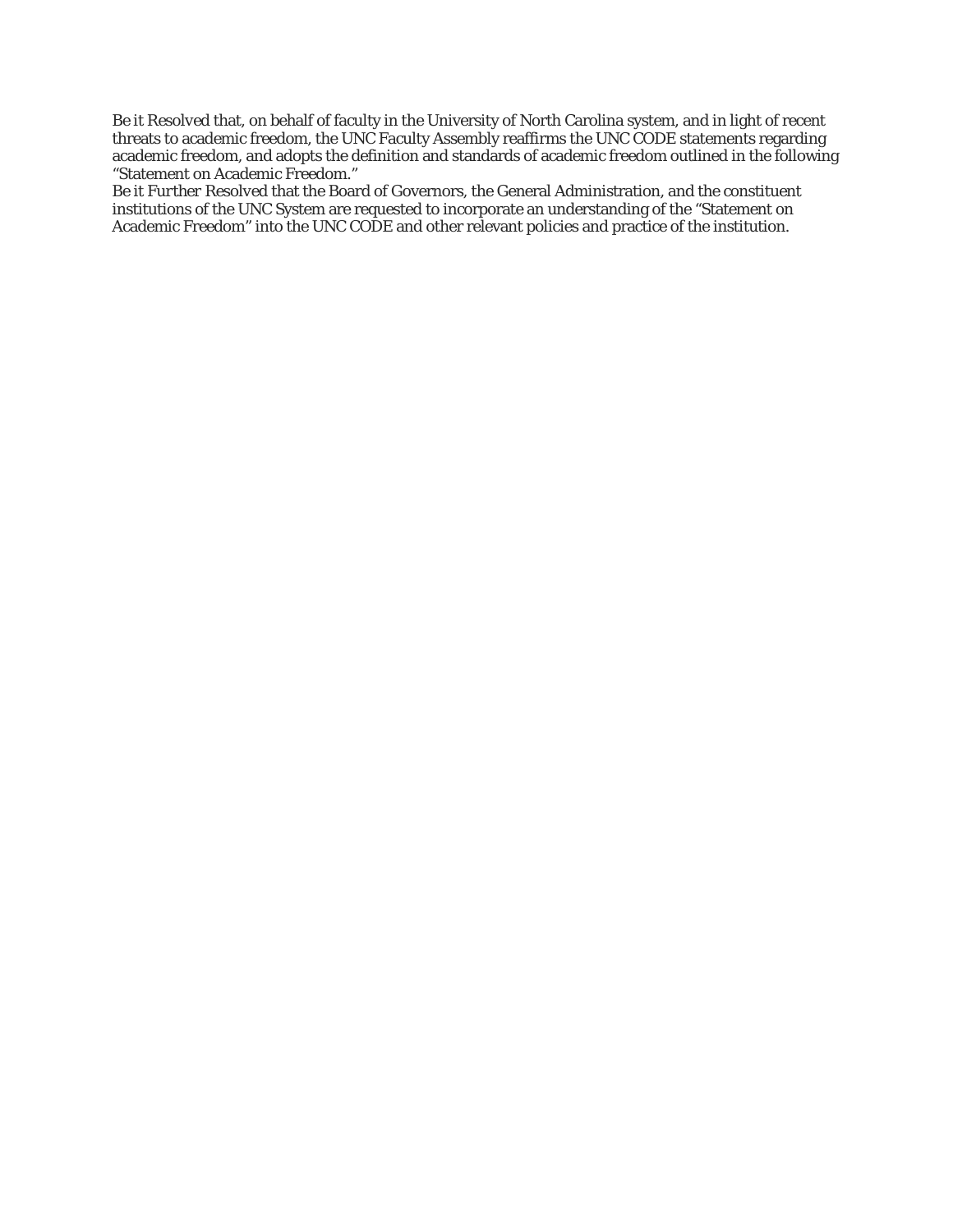*Be it Resolved* that, on behalf of faculty in the University of North Carolina system, and in light of recent threats to academic freedom, the UNC Faculty Assembly reaffirms the UNC CODE statements regarding academic freedom, and adopts the definition and standards of academic freedom outlined in the following "Statement on Academic Freedom."

*Be it Further Resolved* that the Board of Governors, the General Administration, and the constituent institutions of the UNC System are requested to incorporate an understanding of the "Statement on Academic Freedom" into the UNC CODE and other relevant policies and practice of the institution.